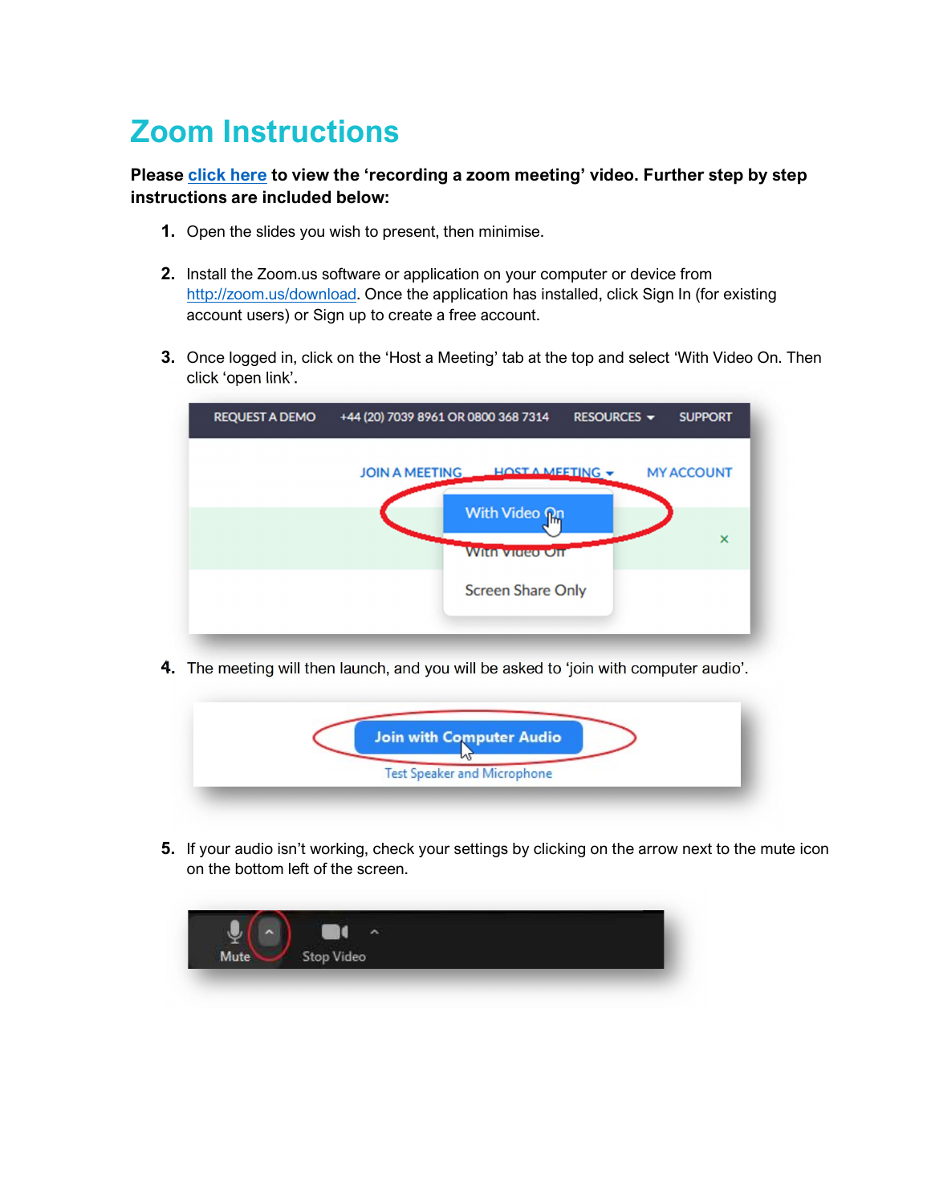# Zoom Instructions

**Please click here to view the 'recording a zoom meeting' video. Further step by step instructions are included below:**

1. Open the slides you wish to present, then minimise.

2. Install the Zoom.us software or application on your computer or device from http://zoom.us/download. Once the application has installed, click Sign In (for existing account users) or Sign up to create a free account.

3. Once logged in, click on the 'Host a Meeting' tab at the top and select 'With Video On. Then click 'open link'.

4. The meeting will then launch, and you will be asked to 'join with computer audio'.

5. If your audio isn't working, check your settings by clicking on the arrow next to the mute icon on the bottom left of the screen.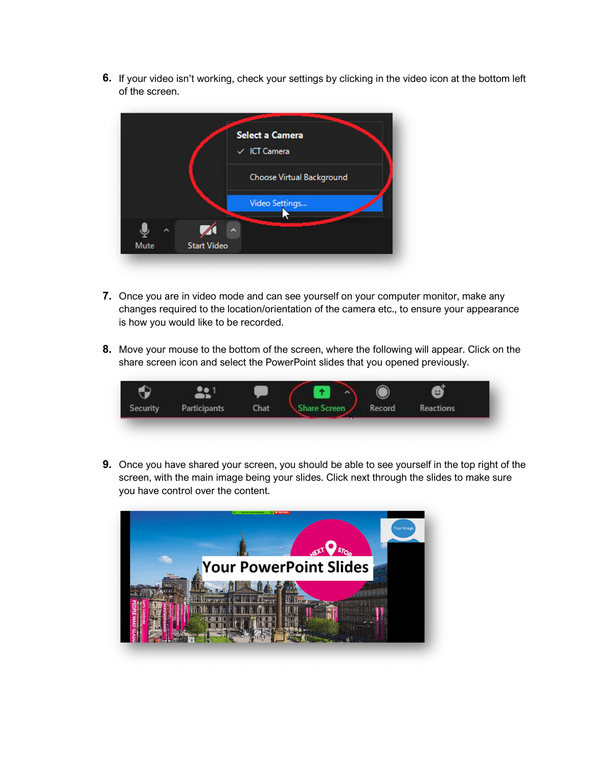6. If your video isn't working, check your settings by clicking in the video icon at the bottom left of the screen.

7. Once you are in video mode and can see yourself on your computer monitor, make any changes required to the location/orientation of the camera etc., to ensure your appearance is how you would like to be recorded.

8. Move your mouse to the bottom of the screen, where the following will appear. Click on the share screen icon and select the PowerPoint slides that you opened previously.

9. Once you have shared your screen, you should be able to see yourself in the top right of the screen, with the main image being your slides. Click next through the slides to make sure you have control over the content.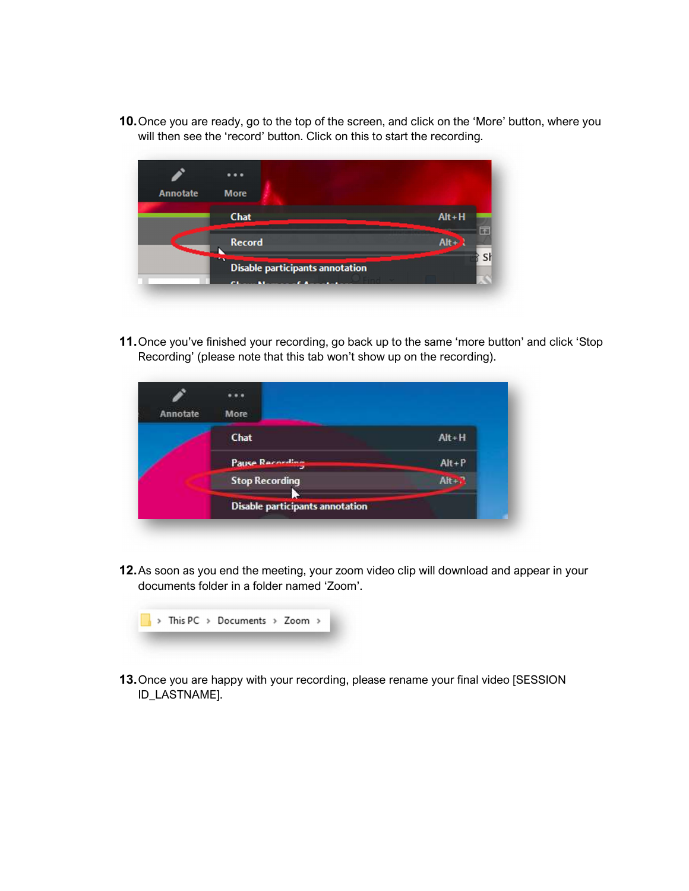10. Once you are ready, go to the top of the screen, and click on the ‘More’ button, where you will then see the ‘record’ button. Click on this to start the recording.

11. Once you’ve finished your recording, go back up to the same ‘more button’ and click ‘Stop Recording’ (please note that this tab won’t show up on the recording).

12. As soon as you end the meeting, your zoom video clip will download and appear in your documents folder in a folder named ‘Zoom’.

13. Once you are happy with your recording, please rename your final video [SESSION ID_LASTNAME].